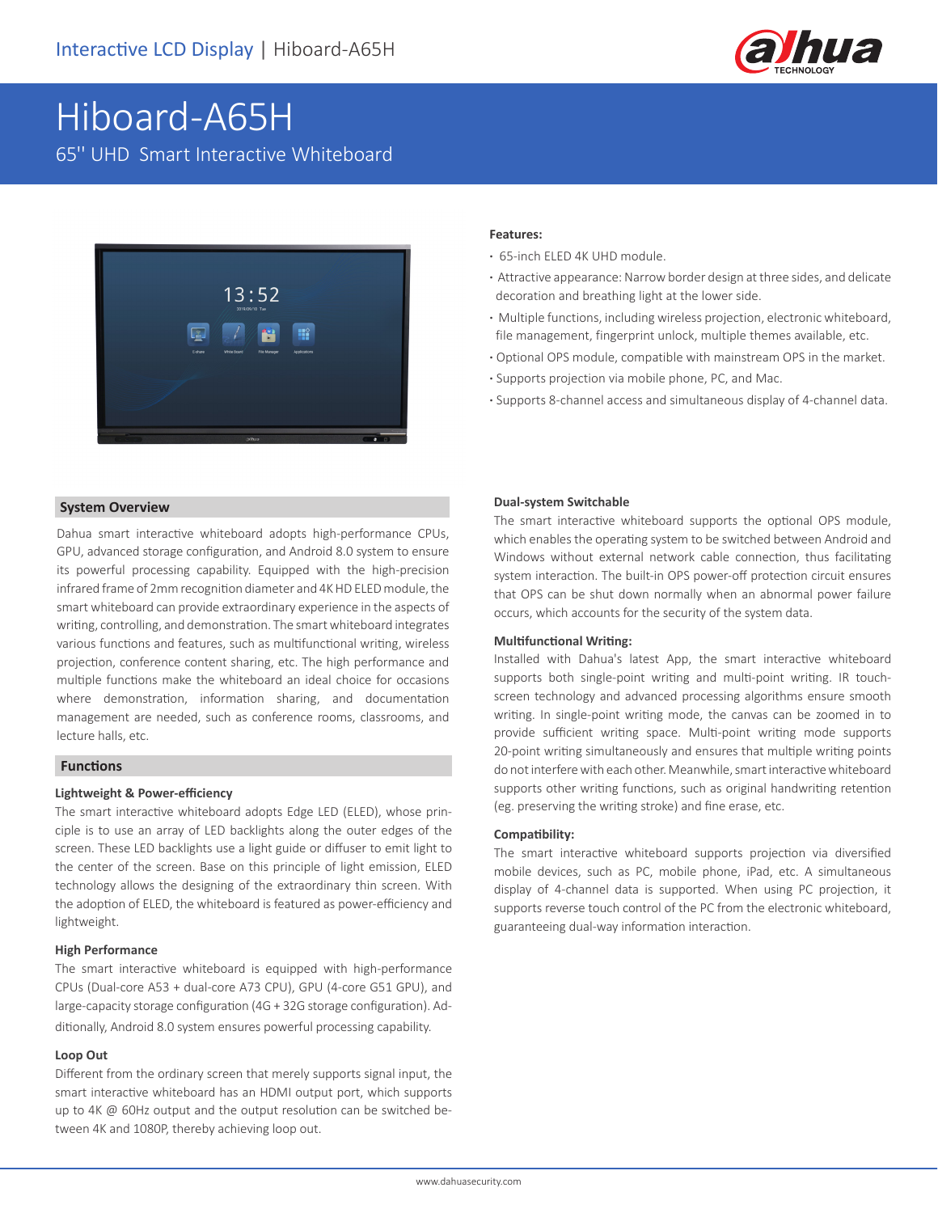# Hiboard-A65H

65'' UHD Smart Interactive Whiteboard

**Features:**

- 65-inch ELED 4K UHD module.
- Attractive appearance: Narrow border design at three sides, and delicate decoration and breathing light at the lower side.
- Multiple functions, including wireless projection, electronic whiteboard, file management, fingerprint unlock, multiple themes available, etc.
- Optional OPS module, compatible with mainstream OPS in the market.
- Supports projection via mobile phone, PC, and Mac.
- Supports 8-channel access and simultaneous display of 4-channel data.

## System Overview

Dahua smart interactive whiteboard adopts high-performance CPUs, GPU, advanced storage configuration, and Android 8.0 system to ensure its powerful processing capability. Equipped with the high-precision infrared frame of 2mm recognition diameter and 4K HD ELED module, the smart whiteboard can provide extraordinary experience in the aspects of writing, controlling, and demonstration. The smart whiteboard integrates various functions and features, such as multifunctional writing, wireless projection, conference content sharing, etc. The high performance and multiple functions make the whiteboard an ideal choice for occasions where demonstration, information sharing, and documentation management are needed, such as conference rooms, classrooms, and lecture halls, etc.

## Functions

### Lightweight & Power-efficiency

The smart interactive whiteboard adopts Edge LED (ELED), whose principle is to use an array of LED backlights along the outer edges of the screen. These LED backlights use a light guide or diffuser to emit light to the center of the screen. Base on this principle of light emission, ELED technology allows the designing of the extraordinary thin screen. With the adoption of ELED, the whiteboard is featured as power-efficiency and lightweight.

### High Performance

The smart interactive whiteboard is equipped with high-performance CPUs (Dual-core A53 + dual-core A73 CPU), GPU (4-core G51 GPU), and large-capacity storage configuration (4G + 32G storage configuration). Additionally, Android 8.0 system ensures powerful processing capability.

### Loop Out

Different from the ordinary screen that merely supports signal input, the smart interactive whiteboard has an HDMI output port, which supports up to 4K @ 60Hz output and the output resolution can be switched between 4K and 1080P, thereby achieving loop out.

### Dual-system Switchable

The smart interactive whiteboard supports the optional OPS module, which enables the operating system to be switched between Android and Windows without external network cable connection, thus facilitating system interaction. The built-in OPS power-off protection circuit ensures that OPS can be shut down normally when an abnormal power failure occurs, which accounts for the security of the system data.

### Multifunctional Writing:

Installed with Dahua's latest App, the smart interactive whiteboard supports both single-point writing and multi-point writing. IR touch-screen technology and advanced processing algorithms ensure smooth writing. In single-point writing mode, the canvas can be zoomed in to provide sufficient writing space. Multi-point writing mode supports 20-point writing simultaneously and ensures that multiple writing points do not interfere with each other. Meanwhile, smart interactive whiteboard supports other writing functions, such as original handwriting retention (eg. preserving the writing stroke) and fine erase, etc.

### Compatibility:

The smart interactive whiteboard supports projection via diversified mobile devices, such as PC, mobile phone, iPad, etc. A simultaneous display of 4-channel data is supported. When using PC projection, it supports reverse touch control of the PC from the electronic whiteboard, guaranteeing dual-way information interaction.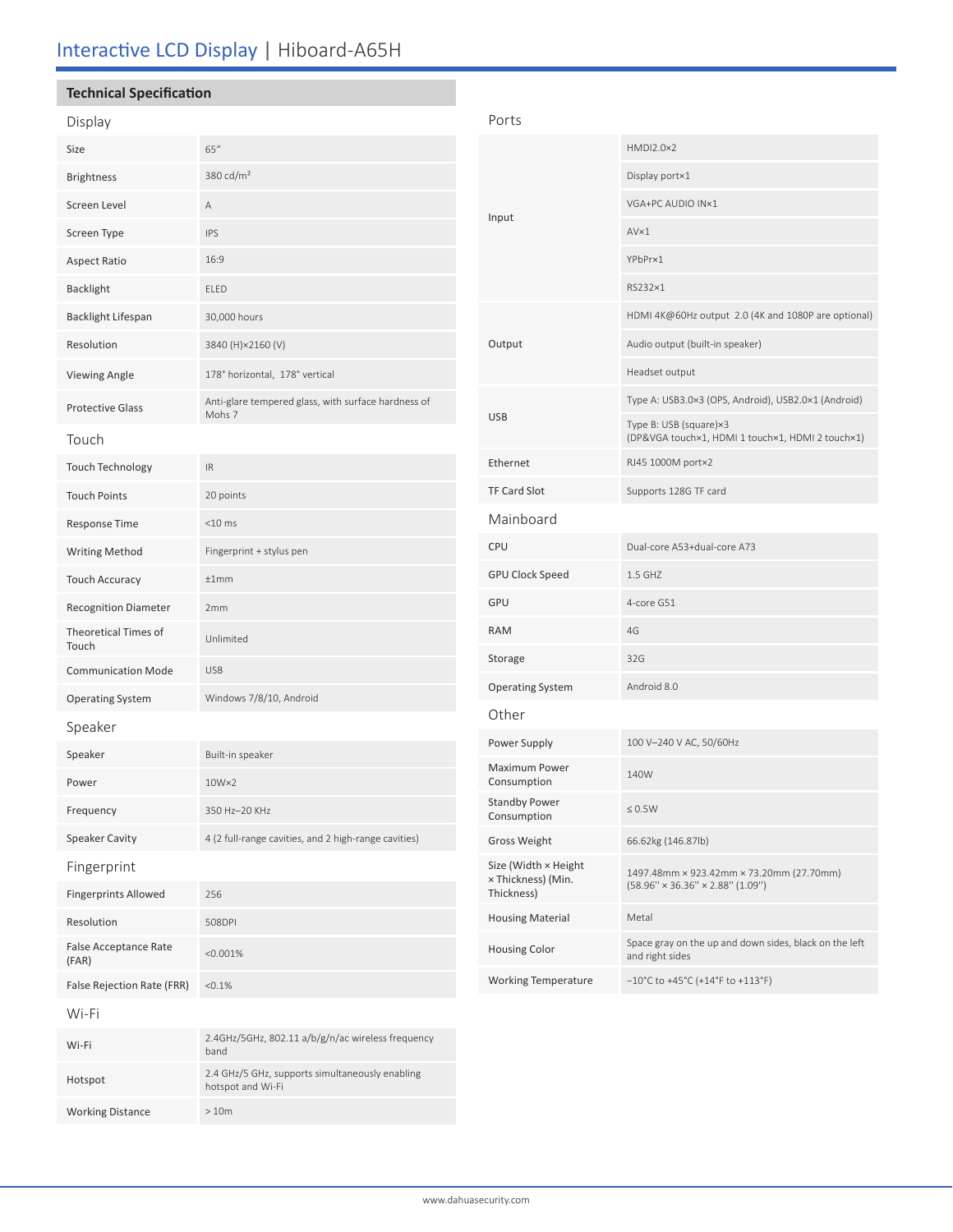# Interactive LCD Display | Hiboard-A65H

## Technical Specification

### Display

| | |
|---|---|
| Size | 65″ |
| Brightness | 380 cd/m² |
| Screen Level | A |
| Screen Type | IPS |
| Aspect Ratio | 16:9 |
| Backlight | ELED |
| Backlight Lifespan | 30,000 hours |
| Resolution | 3840 (H)×2160 (V) |
| Viewing Angle | 178° horizontal, 178° vertical |
| Protective Glass | Anti-glare tempered glass, with surface hardness of Mohs 7 |

### Touch

| | |
|---|---|
| Touch Technology | IR |
| Touch Points | 20 points |
| Response Time | <10 ms |
| Writing Method | Fingerprint + stylus pen |
| Touch Accuracy | ±1mm |
| Recognition Diameter | 2mm |
| Theoretical Times of Touch | Unlimited |
| Communication Mode | USB |
| Operating System | Windows 7/8/10, Android |

### Speaker

| | |
|---|---|
| Speaker | Built-in speaker |
| Power | 10W×2 |
| Frequency | 350 Hz–20 KHz |
| Speaker Cavity | 4 (2 full-range cavities, and 2 high-range cavities) |

### Fingerprint

| | |
|---|---|
| Fingerprints Allowed | 256 |
| Resolution | 508DPI |
| False Acceptance Rate (FAR) | <0.001% |
| False Rejection Rate (FRR) | <0.1% |

### Wi-Fi

| | |
|---|---|
| Wi-Fi | 2.4GHz/5GHz, 802.11 a/b/g/n/ac wireless frequency band |
| Hotspot | 2.4 GHz/5 GHz, supports simultaneously enabling hotspot and Wi-Fi |
| Working Distance | > 10m |

### Ports

| | |
|---|---|
| Input | HMDI2.0×2 |
| | Display port×1 |
| | VGA+PC AUDIO IN×1 |
| | AV×1 |
| | YPbPr×1 |
| | RS232×1 |
| Output | HDMI 4K@60Hz output 2.0 (4K and 1080P are optional) |
| | Audio output (built-in speaker) |
| | Headset output |
| USB | Type A: USB3.0×3 (OPS, Android), USB2.0×1 (Android) |
| | Type B: USB (square)×3 (DP&VGA touch×1, HDMI 1 touch×1, HDMI 2 touch×1) |
| Ethernet | RJ45 1000M port×2 |
| TF Card Slot | Supports 128G TF card |

### Mainboard

| | |
|---|---|
| CPU | Dual-core A53+dual-core A73 |
| GPU Clock Speed | 1.5 GHZ |
| GPU | 4-core G51 |
| RAM | 4G |
| Storage | 32G |
| Operating System | Android 8.0 |

### Other

| | |
|---|---|
| Power Supply | 100 V–240 V AC, 50/60Hz |
| Maximum Power Consumption | 140W |
| Standby Power Consumption | ≤ 0.5W |
| Gross Weight | 66.62kg (146.87lb) |
| Size (Width × Height × Thickness) (Min. Thickness) | 1497.48mm × 923.42mm × 73.20mm (27.70mm) (58.96" × 36.36" × 2.88" (1.09") |
| Housing Material | Metal |
| Housing Color | Space gray on the up and down sides, black on the left and right sides |
| Working Temperature | −10°C to +45°C (+14°F to +113°F) |

www.dahuasecurity.com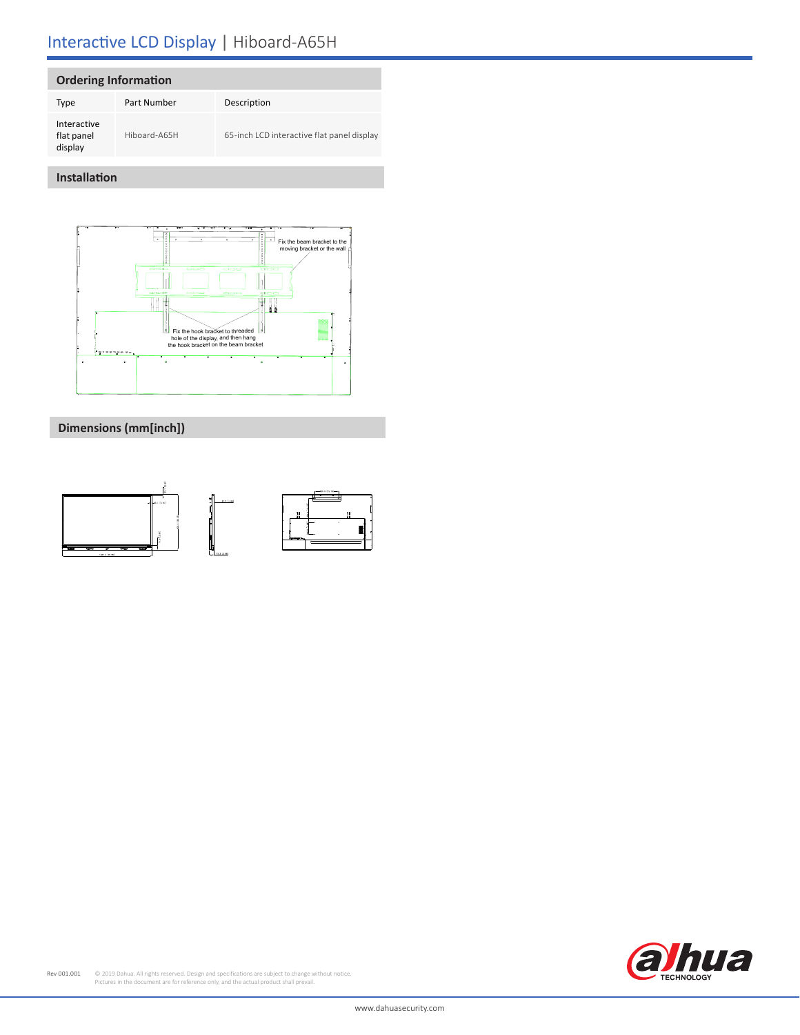## Ordering Information

| Type | Part Number | Description |
| --- | --- | --- |
| Interactive flat panel display | Hiboard-A65H | 65-inch LCD interactive flat panel display |

## Installation

Fix the beam bracket to the moving bracket or the wall

Fix the hook bracket to threaded hole of the display, and then hang the hook bracket on the beam bracket

## Dimensions (mm[inch])

Rev 001.001

© 2019 Dahua. All rights reserved. Design and specifications are subject to change without notice.
Pictures in the document are for reference only, and the actual product shall prevail.